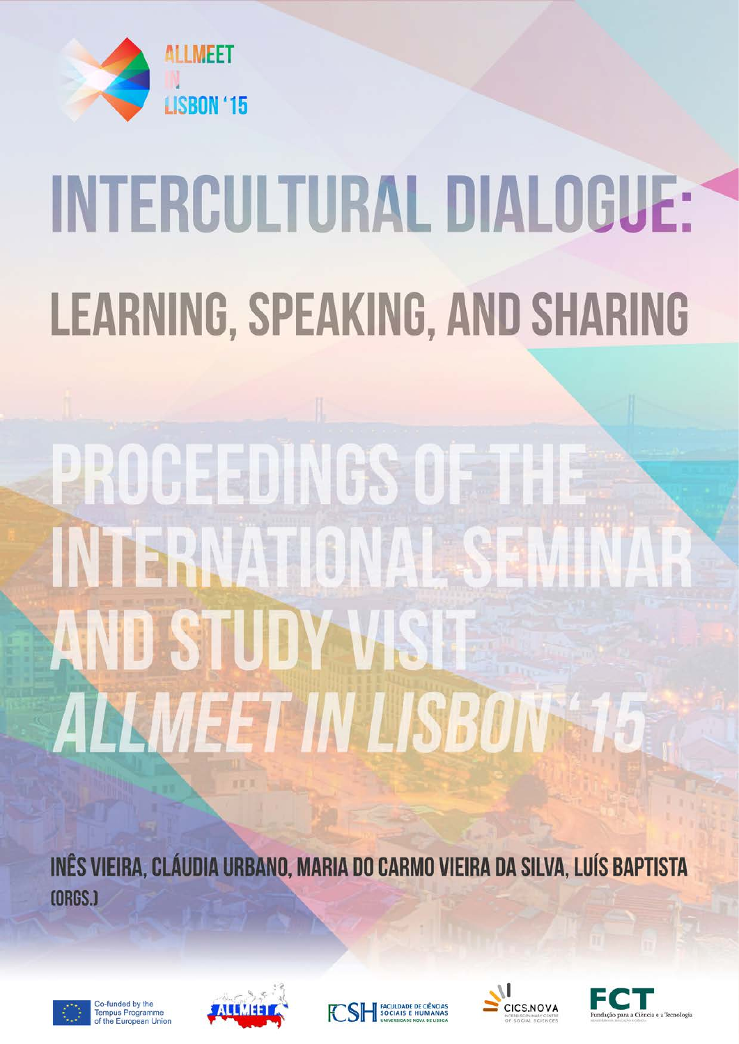ALLMEET IN LISBON '15

# INTERCULTURAL DIALOGUE:

## LEARNING, SPEAKING, AND SHARING

# PROCEEDINGS OF THE INTERNATIONAL SEMINAR AND STUDY VISIT *ALLMEET IN LISBON '15*

INÊS VIEIRA, CLÁUDIA URBANO, MARIA DO CARMO VIEIRA DA SILVA, LUÍS BAPTISTA (ORGS.)

Co-funded by the Tempus Programme of the European Union

ALLMEET

FCSH FACULDADE DE CIÊNCIAS SOCIAIS E HUMANAS UNIVERSIDADE NOVA DE LISBOA

CICS.NOVA INTERDISCIPLINARY CENTRE OF SOCIAL SCIENCES

FCT Fundação para a Ciência e a Tecnologia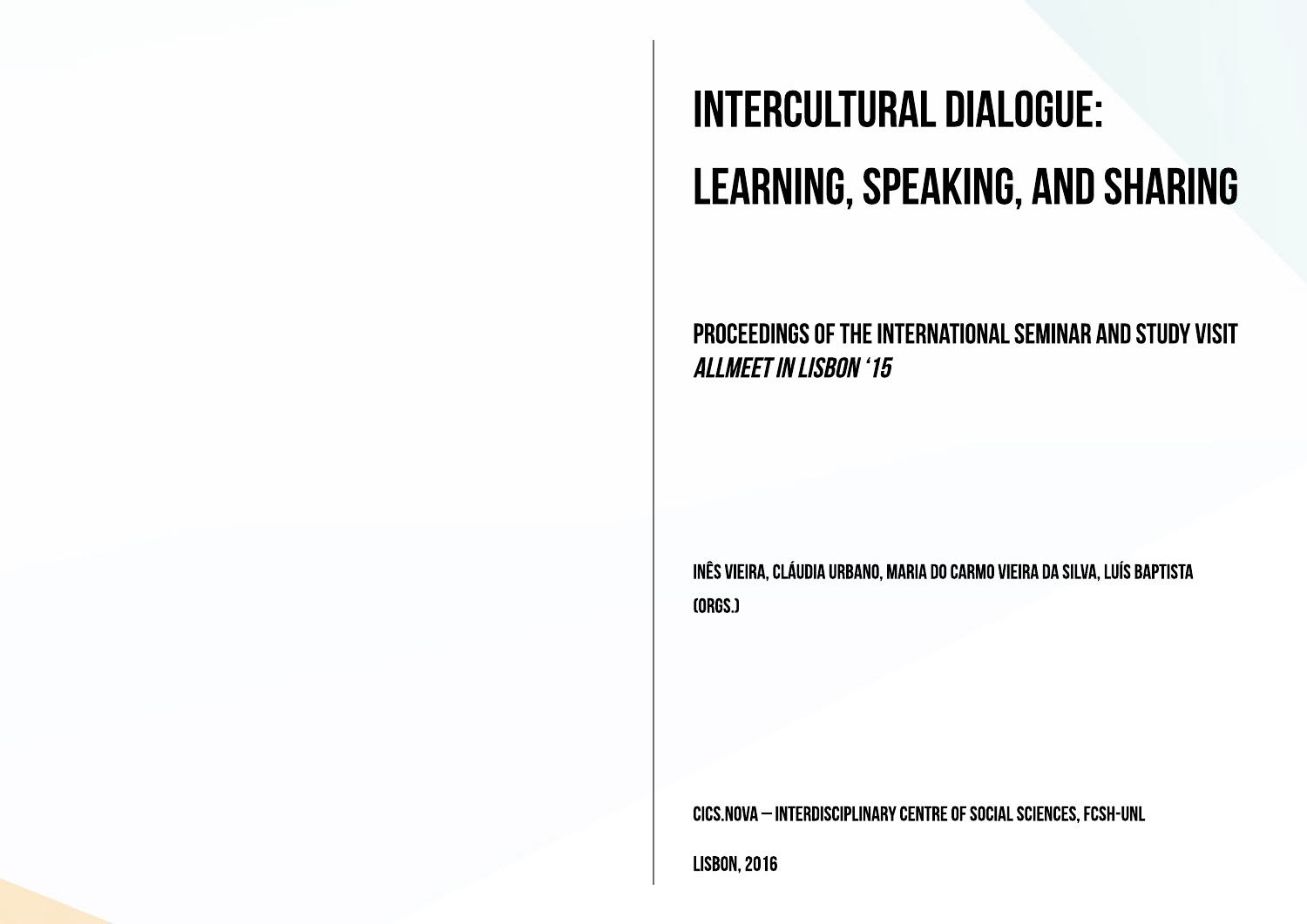# INTERCULTURAL DIALOGUE: LEARNING, SPEAKING, AND SHARING

## PROCEEDINGS OF THE INTERNATIONAL SEMINAR AND STUDY VISIT *ALLMEET IN LISBON '15*

INÊS VIEIRA, CLÁUDIA URBANO, MARIA DO CARMO VIEIRA DA SILVA, LUÍS BAPTISTA (ORGS.)

CICS.NOVA – INTERDISCIPLINARY CENTRE OF SOCIAL SCIENCES, FCSH-UNL

LISBON, 2016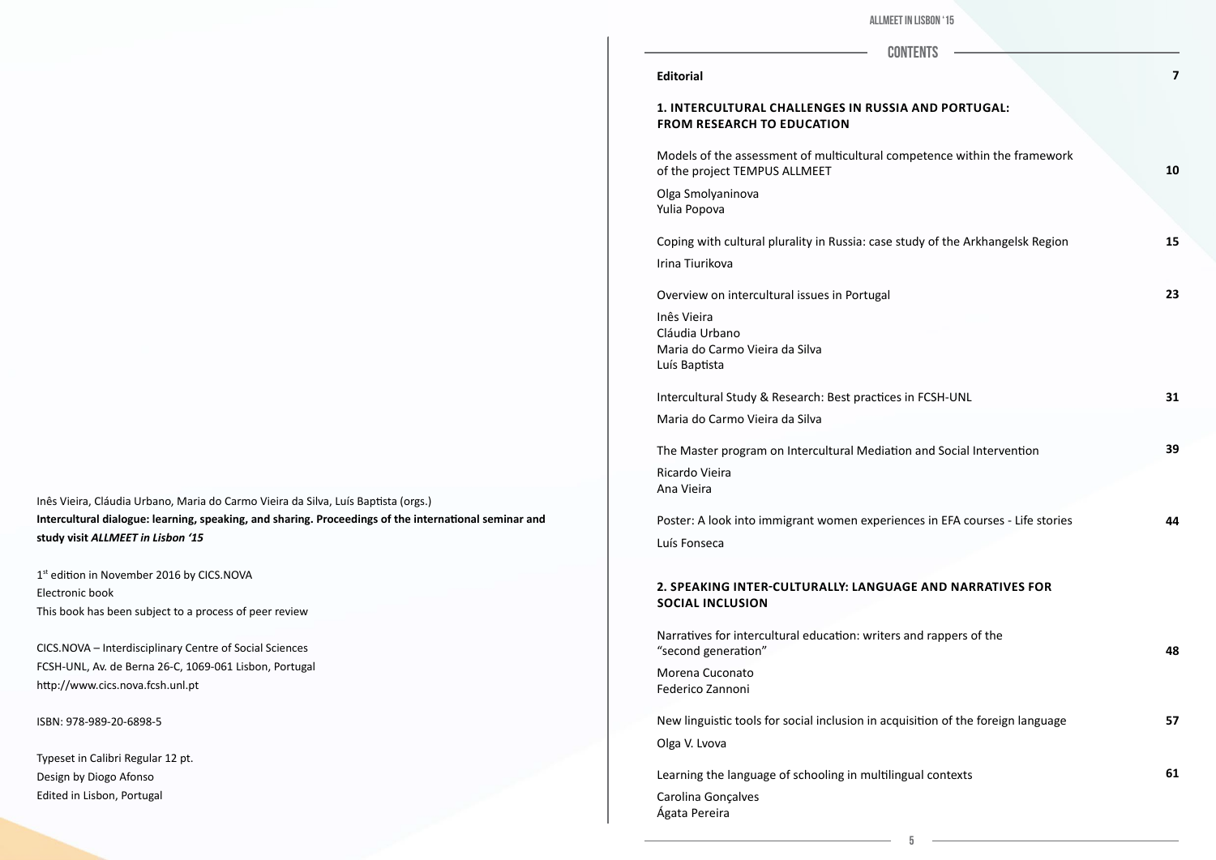Inês Vieira, Cláudia Urbano, Maria do Carmo Vieira da Silva, Luís Baptista (orgs.)
**Intercultural dialogue: learning, speaking, and sharing. Proceedings of the international seminar and study visit *ALLMEET in Lisbon '15***

1st edition in November 2016 by CICS.NOVA
Electronic book
This book has been subject to a process of peer review

CICS.NOVA – Interdisciplinary Centre of Social Sciences
FCSH-UNL, Av. de Berna 26-C, 1069-061 Lisbon, Portugal
http://www.cics.nova.fcsh.unl.pt

ISBN: 978-989-20-6898-5

Typeset in Calibri Regular 12 pt.
Design by Diogo Afonso
Edited in Lisbon, Portugal

# CONTENTS

**Editorial** **7**

**1. INTERCULTURAL CHALLENGES IN RUSSIA AND PORTUGAL: FROM RESEARCH TO EDUCATION**

Models of the assessment of multicultural competence within the framework of the project TEMPUS ALLMEET **10**
Olga Smolyaninova
Yulia Popova

Coping with cultural plurality in Russia: case study of the Arkhangelsk Region **15**
Irina Tiurikova

Overview on intercultural issues in Portugal **23**
Inês Vieira
Cláudia Urbano
Maria do Carmo Vieira da Silva
Luís Baptista

Intercultural Study & Research: Best practices in FCSH-UNL **31**
Maria do Carmo Vieira da Silva

The Master program on Intercultural Mediation and Social Intervention **39**
Ricardo Vieira
Ana Vieira

Poster: A look into immigrant women experiences in EFA courses - Life stories **44**
Luís Fonseca

**2. SPEAKING INTER-CULTURALLY: LANGUAGE AND NARRATIVES FOR SOCIAL INCLUSION**

Narratives for intercultural education: writers and rappers of the "second generation" **48**
Morena Cuconato
Federico Zannoni

New linguistic tools for social inclusion in acquisition of the foreign language **57**
Olga V. Lvova

Learning the language of schooling in multilingual contexts **61**
Carolina Gonçalves
Ágata Pereira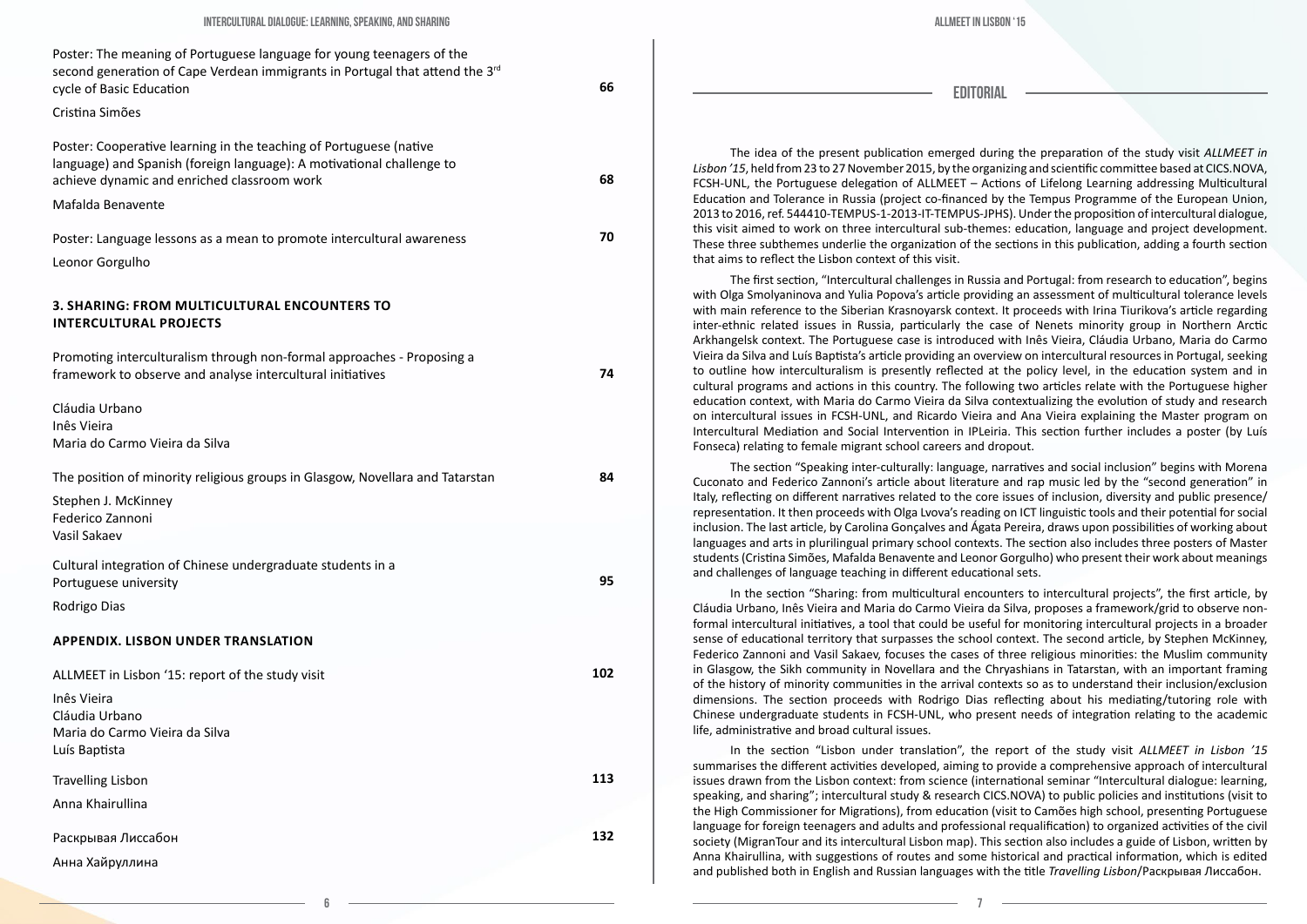Poster: The meaning of Portuguese language for young teenagers of the second generation of Cape Verdean immigrants in Portugal that attend the 3rd cycle of Basic Education — 66

Cristina Simões

Poster: Cooperative learning in the teaching of Portuguese (native language) and Spanish (foreign language): A motivational challenge to achieve dynamic and enriched classroom work — 68

Mafalda Benavente

Poster: Language lessons as a mean to promote intercultural awareness — 70

Leonor Gorgulho

**3. SHARING: FROM MULTICULTURAL ENCOUNTERS TO INTERCULTURAL PROJECTS**

Promoting interculturalism through non-formal approaches - Proposing a framework to observe and analyse intercultural initiatives — 74

Cláudia Urbano
Inês Vieira
Maria do Carmo Vieira da Silva

The position of minority religious groups in Glasgow, Novellara and Tatarstan — 84

Stephen J. McKinney
Federico Zannoni
Vasil Sakaev

Cultural integration of Chinese undergraduate students in a Portuguese university — 95

Rodrigo Dias

**APPENDIX. LISBON UNDER TRANSLATION**

ALLMEET in Lisbon '15: report of the study visit — 102

Inês Vieira
Cláudia Urbano
Maria do Carmo Vieira da Silva
Luís Baptista

Travelling Lisbon — 113

Anna Khairullina

Раскрывая Лиссабон — 132

Анна Хайруллина

## EDITORIAL

The idea of the present publication emerged during the preparation of the study visit *ALLMEET in Lisbon '15*, held from 23 to 27 November 2015, by the organizing and scientific committee based at CICS.NOVA, FCSH-UNL, the Portuguese delegation of ALLMEET – Actions of Lifelong Learning addressing Multicultural Education and Tolerance in Russia (project co-financed by the Tempus Programme of the European Union, 2013 to 2016, ref. 544410-TEMPUS-1-2013-IT-TEMPUS-JPHS). Under the proposition of intercultural dialogue, this visit aimed to work on three intercultural sub-themes: education, language and project development. These three subthemes underlie the organization of the sections in this publication, adding a fourth section that aims to reflect the Lisbon context of this visit.

The first section, "Intercultural challenges in Russia and Portugal: from research to education", begins with Olga Smolyaninova and Yulia Popova's article providing an assessment of multicultural tolerance levels with main reference to the Siberian Krasnoyarsk context. It proceeds with Irina Tiurikova's article regarding inter-ethnic related issues in Russia, particularly the case of Nenets minority group in Northern Arctic Arkhangelsk context. The Portuguese case is introduced with Inês Vieira, Cláudia Urbano, Maria do Carmo Vieira da Silva and Luís Baptista's article providing an overview on intercultural resources in Portugal, seeking to outline how interculturalism is presently reflected at the policy level, in the education system and in cultural programs and actions in this country. The following two articles relate with the Portuguese higher education context, with Maria do Carmo Vieira da Silva contextualizing the evolution of study and research on intercultural issues in FCSH-UNL, and Ricardo Vieira and Ana Vieira explaining the Master program on Intercultural Mediation and Social Intervention in IPLeiria. This section further includes a poster (by Luís Fonseca) relating to female migrant school careers and dropout.

The section "Speaking inter-culturally: language, narratives and social inclusion" begins with Morena Cuconato and Federico Zannoni's article about literature and rap music led by the "second generation" in Italy, reflecting on different narratives related to the core issues of inclusion, diversity and public presence/representation. It then proceeds with Olga Lvova's reading on ICT linguistic tools and their potential for social inclusion. The last article, by Carolina Gonçalves and Ágata Pereira, draws upon possibilities of working about languages and arts in plurilingual primary school contexts. The section also includes three posters of Master students (Cristina Simões, Mafalda Benavente and Leonor Gorgulho) who present their work about meanings and challenges of language teaching in different educational sets.

In the section "Sharing: from multicultural encounters to intercultural projects", the first article, by Cláudia Urbano, Inês Vieira and Maria do Carmo Vieira da Silva, proposes a framework/grid to observe non-formal intercultural initiatives, a tool that could be useful for monitoring intercultural projects in a broader sense of educational territory that surpasses the school context. The second article, by Stephen McKinney, Federico Zannoni and Vasil Sakaev, focuses the cases of three religious minorities: the Muslim community in Glasgow, the Sikh community in Novellara and the Chryashians in Tatarstan, with an important framing of the history of minority communities in the arrival contexts so as to understand their inclusion/exclusion dimensions. The section proceeds with Rodrigo Dias reflecting about his mediating/tutoring role with Chinese undergraduate students in FCSH-UNL, who present needs of integration relating to the academic life, administrative and broad cultural issues.

In the section "Lisbon under translation", the report of the study visit *ALLMEET in Lisbon '15* summarises the different activities developed, aiming to provide a comprehensive approach of intercultural issues drawn from the Lisbon context: from science (international seminar "Intercultural dialogue: learning, speaking, and sharing"; intercultural study & research CICS.NOVA) to public policies and institutions (visit to the High Commissioner for Migrations), from education (visit to Camões high school, presenting Portuguese language for foreign teenagers and adults and professional requalification) to organized activities of the civil society (MigranTour and its intercultural Lisbon map). This section also includes a guide of Lisbon, written by Anna Khairullina, with suggestions of routes and some historical and practical information, which is edited and published both in English and Russian languages with the title *Travelling Lisbon*/Раскрывая Лиссабон.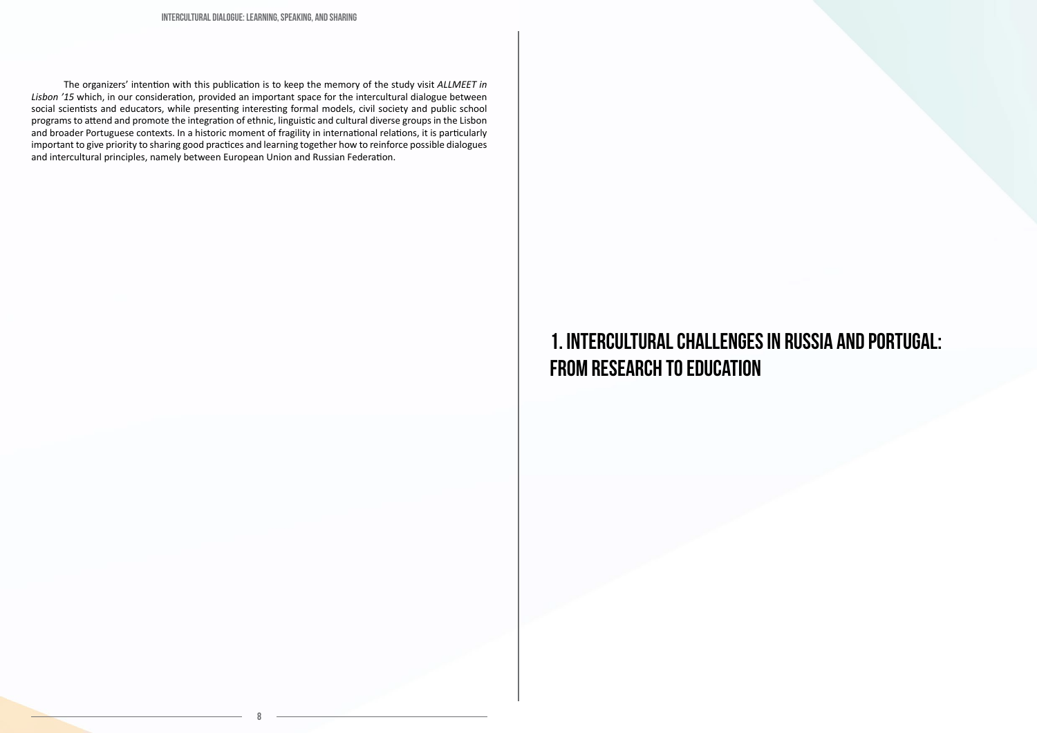The organizers' intention with this publication is to keep the memory of the study visit *ALLMEET in Lisbon '15* which, in our consideration, provided an important space for the intercultural dialogue between social scientists and educators, while presenting interesting formal models, civil society and public school programs to attend and promote the integration of ethnic, linguistic and cultural diverse groups in the Lisbon and broader Portuguese contexts. In a historic moment of fragility in international relations, it is particularly important to give priority to sharing good practices and learning together how to reinforce possible dialogues and intercultural principles, namely between European Union and Russian Federation.

# 1. INTERCULTURAL CHALLENGES IN RUSSIA AND PORTUGAL: FROM RESEARCH TO EDUCATION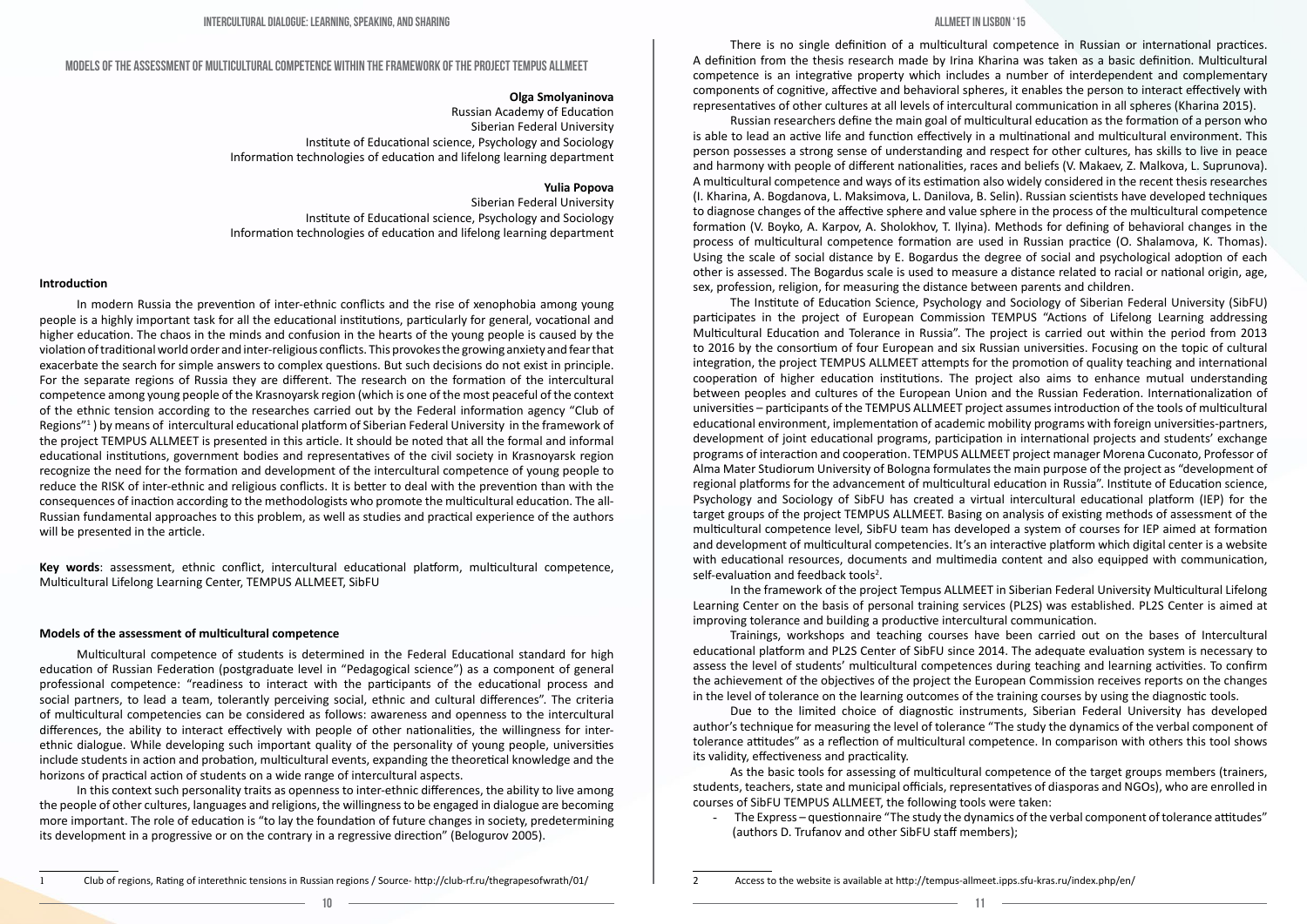## MODELS OF THE ASSESSMENT OF MULTICULTURAL COMPETENCE WITHIN THE FRAMEWORK OF THE PROJECT TEMPUS ALLMEET

**Olga Smolyaninova**
Russian Academy of Education
Siberian Federal University
Institute of Educational science, Psychology and Sociology
Information technologies of education and lifelong learning department

**Yulia Popova**
Siberian Federal University
Institute of Educational science, Psychology and Sociology
Information technologies of education and lifelong learning department

**Introduction**

In modern Russia the prevention of inter-ethnic conflicts and the rise of xenophobia among young people is a highly important task for all the educational institutions, particularly for general, vocational and higher education. The chaos in the minds and confusion in the hearts of the young people is caused by the violation of traditional world order and inter-religious conflicts. This provokes the growing anxiety and fear that exacerbate the search for simple answers to complex questions. But such decisions do not exist in principle. For the separate regions of Russia they are different. The research on the formation of the intercultural competence among young people of the Krasnoyarsk region (which is one of the most peaceful of the context of the ethnic tension according to the researches carried out by the Federal information agency "Club of Regions"[1] ) by means of intercultural educational platform of Siberian Federal University in the framework of the project TEMPUS ALLMEET is presented in this article. It should be noted that all the formal and informal educational institutions, government bodies and representatives of the civil society in Krasnoyarsk region recognize the need for the formation and development of the intercultural competence of young people to reduce the RISK of inter-ethnic and religious conflicts. It is better to deal with the prevention than with the consequences of inaction according to the methodologists who promote the multicultural education. The all-Russian fundamental approaches to this problem, as well as studies and practical experience of the authors will be presented in the article.

**Key words**: assessment, ethnic conflict, intercultural educational platform, multicultural competence, Multicultural Lifelong Learning Center, TEMPUS ALLMEET, SibFU

**Models of the assessment of multicultural competence**

Multicultural competence of students is determined in the Federal Educational standard for high education of Russian Federation (postgraduate level in "Pedagogical science") as a component of general professional competence: "readiness to interact with the participants of the educational process and social partners, to lead a team, tolerantly perceiving social, ethnic and cultural differences". The criteria of multicultural competencies can be considered as follows: awareness and openness to the intercultural differences, the ability to interact effectively with people of other nationalities, the willingness for inter-ethnic dialogue. While developing such important quality of the personality of young people, universities include students in action and probation, multicultural events, expanding the theoretical knowledge and the horizons of practical action of students on a wide range of intercultural aspects.

In this context such personality traits as openness to inter-ethnic differences, the ability to live among the people of other cultures, languages and religions, the willingness to be engaged in dialogue are becoming more important. The role of education is "to lay the foundation of future changes in society, predetermining its development in a progressive or on the contrary in a regressive direction" (Belogurov 2005).

There is no single definition of a multicultural competence in Russian or international practices. A definition from the thesis research made by Irina Kharina was taken as a basic definition. Multicultural competence is an integrative property which includes a number of interdependent and complementary components of cognitive, affective and behavioral spheres, it enables the person to interact effectively with representatives of other cultures at all levels of intercultural communication in all spheres (Kharina 2015).

Russian researchers define the main goal of multicultural education as the formation of a person who is able to lead an active life and function effectively in a multinational and multicultural environment. This person possesses a strong sense of understanding and respect for other cultures, has skills to live in peace and harmony with people of different nationalities, races and beliefs (V. Makaev, Z. Malkova, L. Suprunova). A multicultural competence and ways of its estimation also widely considered in the recent thesis researches (I. Kharina, A. Bogdanova, L. Maksimova, L. Danilova, B. Selin). Russian scientists have developed techniques to diagnose changes of the affective sphere and value sphere in the process of the multicultural competence formation (V. Boyko, A. Karpov, A. Sholokhov, T. Ilyina). Methods for defining of behavioral changes in the process of multicultural competence formation are used in Russian practice (O. Shalamova, K. Thomas). Using the scale of social distance by E. Bogardus the degree of social and psychological adoption of each other is assessed. The Bogardus scale is used to measure a distance related to racial or national origin, age, sex, profession, religion, for measuring the distance between parents and children.

The Institute of Education Science, Psychology and Sociology of Siberian Federal University (SibFU) participates in the project of European Commission TEMPUS "Actions of Lifelong Learning addressing Multicultural Education and Tolerance in Russia". The project is carried out within the period from 2013 to 2016 by the consortium of four European and six Russian universities. Focusing on the topic of cultural integration, the project TEMPUS ALLMEET attempts for the promotion of quality teaching and international cooperation of higher education institutions. The project also aims to enhance mutual understanding between peoples and cultures of the European Union and the Russian Federation. Internationalization of universities – participants of the TEMPUS ALLMEET project assumes introduction of the tools of multicultural educational environment, implementation of academic mobility programs with foreign universities-partners, development of joint educational programs, participation in international projects and students' exchange programs of interaction and cooperation. TEMPUS ALLMEET project manager Morena Cuconato, Professor of Alma Mater Studiorum University of Bologna formulates the main purpose of the project as "development of regional platforms for the advancement of multicultural education in Russia". Institute of Education science, Psychology and Sociology of SibFU has created a virtual intercultural educational platform (IEP) for the target groups of the project TEMPUS ALLMEET. Basing on analysis of existing methods of assessment of the multicultural competence level, SibFU team has developed a system of courses for IEP aimed at formation and development of multicultural competencies. It's an interactive platform which digital center is a website with educational resources, documents and multimedia content and also equipped with communication, self-evaluation and feedback tools[2].

In the framework of the project Tempus ALLMEET in Siberian Federal University Multicultural Lifelong Learning Center on the basis of personal training services (PL2S) was established. PL2S Center is aimed at improving tolerance and building a productive intercultural communication.

Trainings, workshops and teaching courses have been carried out on the bases of Intercultural educational platform and PL2S Center of SibFU since 2014. The adequate evaluation system is necessary to assess the level of students' multicultural competences during teaching and learning activities. To confirm the achievement of the objectives of the project the European Commission receives reports on the changes in the level of tolerance on the learning outcomes of the training courses by using the diagnostic tools.

Due to the limited choice of diagnostic instruments, Siberian Federal University has developed author's technique for measuring the level of tolerance "The study the dynamics of the verbal component of tolerance attitudes" as a reflection of multicultural competence. In comparison with others this tool shows its validity, effectiveness and practicality.

As the basic tools for assessing of multicultural competence of the target groups members (trainers, students, teachers, state and municipal officials, representatives of diasporas and NGOs), who are enrolled in courses of SibFU TEMPUS ALLMEET, the following tools were taken:

- The Express – questionnaire "The study the dynamics of the verbal component of tolerance attitudes" (authors D. Trufanov and other SibFU staff members);

---

1 Club of regions, Rating of interethnic tensions in Russian regions / Source- http://club-rf.ru/thegrapesofwrath/01/

2 Access to the website is available at http://tempus-allmeet.ipps.sfu-kras.ru/index.php/en/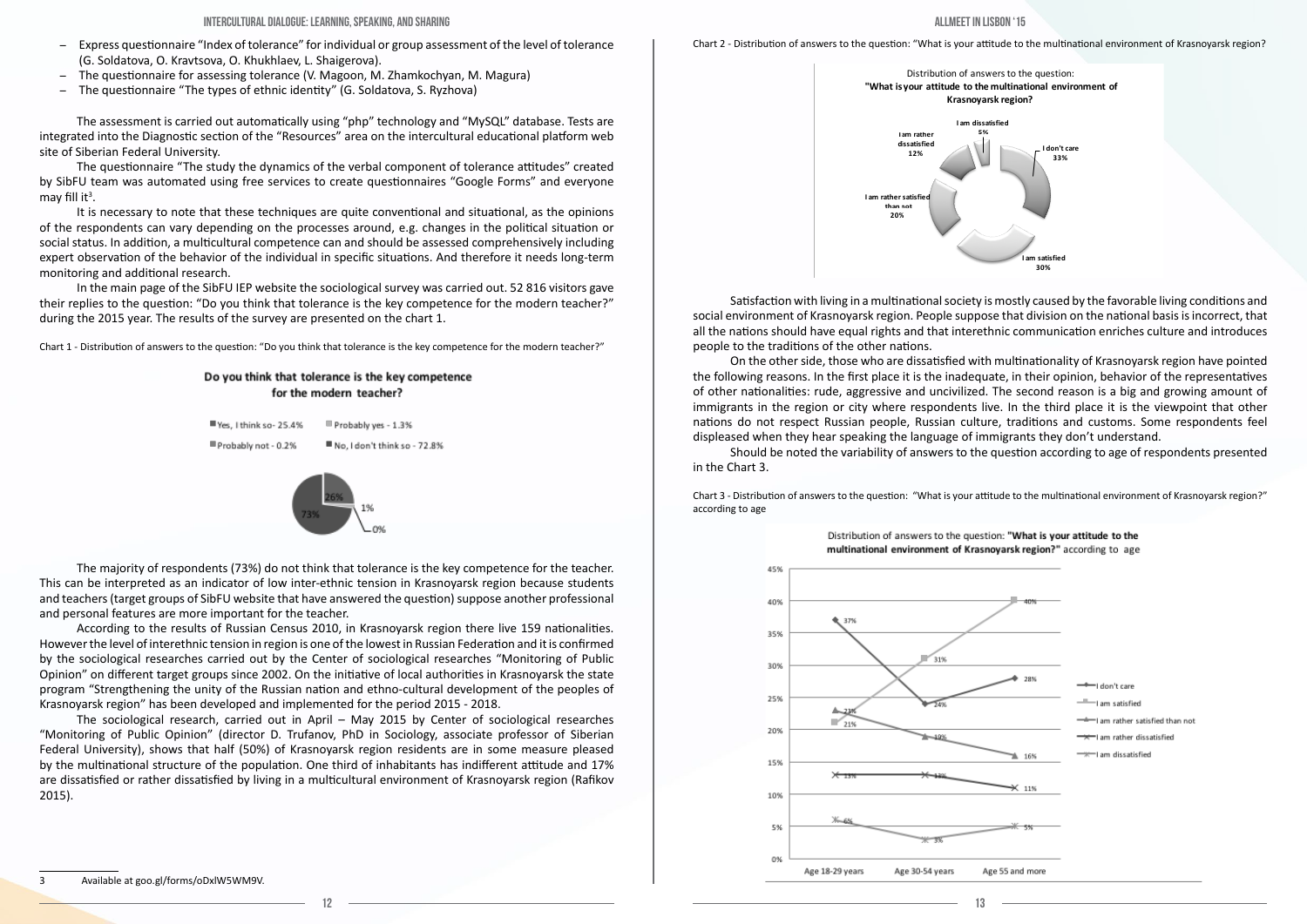- Express questionnaire "Index of tolerance" for individual or group assessment of the level of tolerance (G. Soldatova, O. Kravtsova, O. Khukhlaev, L. Shaigerova).
- The questionnaire for assessing tolerance (V. Magoon, M. Zhamkochyan, M. Magura)
- The questionnaire "The types of ethnic identity" (G. Soldatova, S. Ryzhova)

The assessment is carried out automatically using "php" technology and "MySQL" database. Tests are integrated into the Diagnostic section of the "Resources" area on the intercultural educational platform web site of Siberian Federal University.

The questionnaire "The study the dynamics of the verbal component of tolerance attitudes" created by SibFU team was automated using free services to create questionnaires "Google Forms" and everyone may fill it[3].

It is necessary to note that these techniques are quite conventional and situational, as the opinions of the respondents can vary depending on the processes around, e.g. changes in the political situation or social status. In addition, a multicultural competence can and should be assessed comprehensively including expert observation of the behavior of the individual in specific situations. And therefore it needs long-term monitoring and additional research.

In the main page of the SibFU IEP website the sociological survey was carried out. 52 816 visitors gave their replies to the question: "Do you think that tolerance is the key competence for the modern teacher?" during the 2015 year. The results of the survey are presented on the chart 1.

Chart 1 - Distribution of answers to the question: "Do you think that tolerance is the key competence for the modern teacher?"

**Do you think that tolerance is the key competence for the modern teacher?**

- Yes, I think so - 25.4%
- Probably yes - 1.3%
- Probably not - 0.2%
- No, I don't think so - 72.8%

The majority of respondents (73%) do not think that tolerance is the key competence for the teacher. This can be interpreted as an indicator of low inter-ethnic tension in Krasnoyarsk region because students and teachers (target groups of SibFU website that have answered the question) suppose another professional and personal features are more important for the teacher.

According to the results of Russian Census 2010, in Krasnoyarsk region there live 159 nationalities. However the level of interethnic tension in region is one of the lowest in Russian Federation and it is confirmed by the sociological researches carried out by the Center of sociological researches "Monitoring of Public Opinion" on different target groups since 2002. On the initiative of local authorities in Krasnoyarsk the state program "Strengthening the unity of the Russian nation and ethno-cultural development of the peoples of Krasnoyarsk region" has been developed and implemented for the period 2015 - 2018.

The sociological research, carried out in April – May 2015 by Center of sociological researches "Monitoring of Public Opinion" (director D. Trufanov, PhD in Sociology, associate professor of Siberian Federal University), shows that half (50%) of Krasnoyarsk region residents are in some measure pleased by the multinational structure of the population. One third of inhabitants has indifferent attitude and 17% are dissatisfied or rather dissatisfied by living in a multicultural environment of Krasnoyarsk region (Rafikov 2015).

Chart 2 - Distribution of answers to the question: "What is your attitude to the multinational environment of Krasnoyarsk region?

Distribution of answers to the question: **"What is your attitude to the multinational environment of Krasnoyarsk region?**

- I don't care 33%
- I am satisfied 30%
- I am rather satisfied than not 20%
- I am rather dissatisfied 12%
- I am dissatisfied 5%

Satisfaction with living in a multinational society is mostly caused by the favorable living conditions and social environment of Krasnoyarsk region. People suppose that division on the national basis is incorrect, that all the nations should have equal rights and that interethnic communication enriches culture and introduces people to the traditions of the other nations.

On the other side, those who are dissatisfied with multinationality of Krasnoyarsk region have pointed the following reasons. In the first place it is the inadequate, in their opinion, behavior of the representatives of other nationalities: rude, aggressive and uncivilized. The second reason is a big and growing amount of immigrants in the region or city where respondents live. In the third place it is the viewpoint that other nations do not respect Russian people, Russian culture, traditions and customs. Some respondents feel displeased when they hear speaking the language of immigrants they don't understand.

Should be noted the variability of answers to the question according to age of respondents presented in the Chart 3.

Chart 3 - Distribution of answers to the question: "What is your attitude to the multinational environment of Krasnoyarsk region?" according to age

Distribution of answers to the question: **"What is your attitude to the multinational environment of Krasnoyarsk region?"** according to age

| | Age 18-29 years | Age 30-54 years | Age 55 and more |
|---|---|---|---|
| I don't care | 37% | 24% | 28% |
| I am satisfied | 21% | 31% | 40% |
| I am rather satisfied than not | 23% | 19% | 16% |
| I am rather dissatisfied | 13% | 13% | 11% |
| I am dissatisfied | 6% | 3% | 5% |

3 Available at goo.gl/forms/oDxlW5WM9V.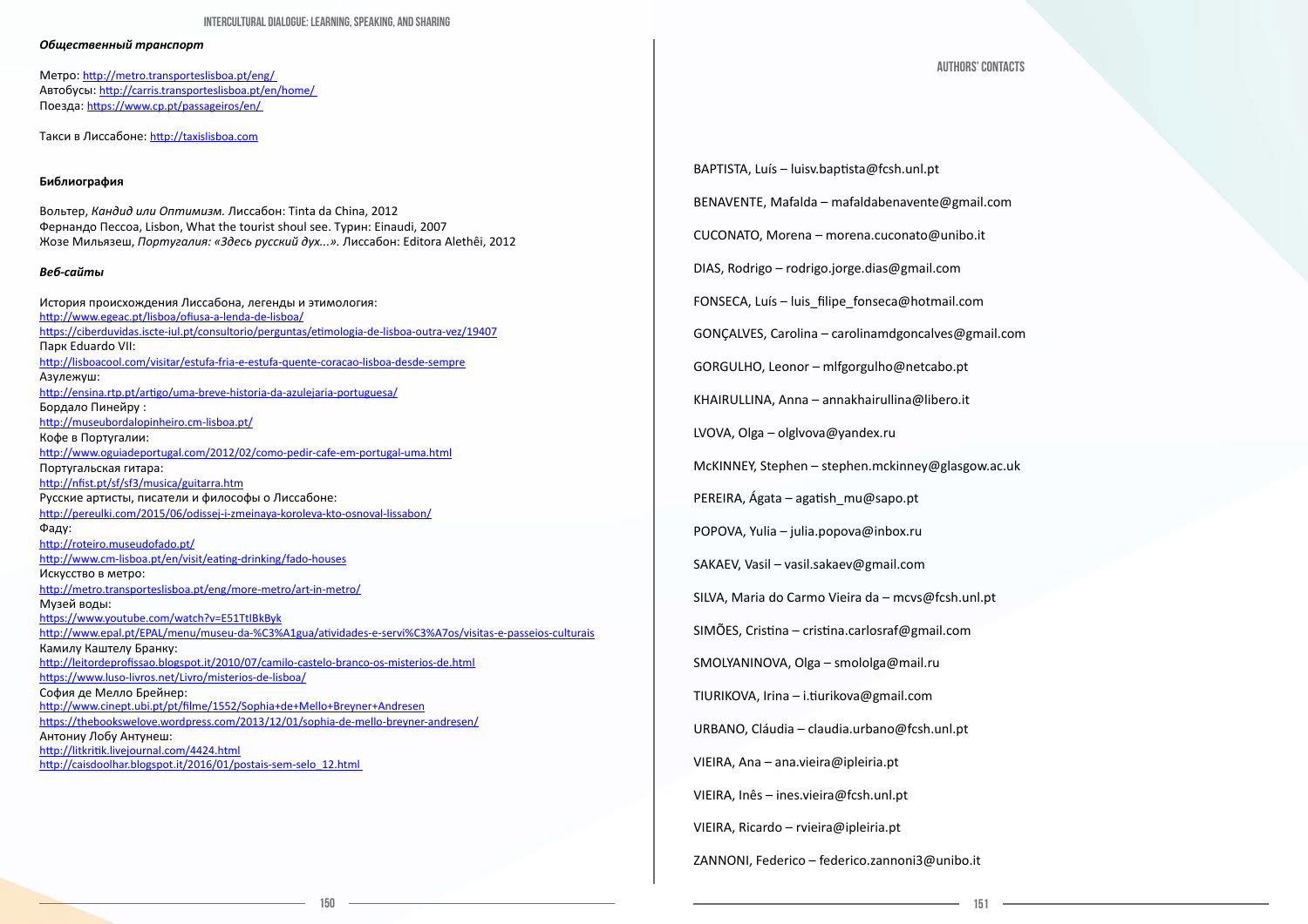***Общественный транспорт***

Метро: http://metro.transporteslisboa.pt/eng/
Автобусы: http://carris.transporteslisboa.pt/en/home/
Поезда: https://www.cp.pt/passageiros/en/

Такси в Лиссабоне: http://taxislisboa.com

**Библиография**

Вольтер, *Кандид или Оптимизм.* Лиссабон: Tinta da China, 2012
Фернандо Пессоа, Lisbon, What the tourist shoul see. Турин: Einaudi, 2007
Жозе Мильязеш, *Португалия: «Здесь русский дух...».* Лиссабон: Editora Alethêi, 2012

***Веб-сайты***

История происхождения Лиссабона, легенды и этимология:
http://www.egeac.pt/lisboa/ofiusa-a-lenda-de-lisboa/
https://ciberduvidas.iscte-iul.pt/consultorio/perguntas/etimologia-de-lisboa-outra-vez/19407
Парк Eduardo VII:
http://lisboacool.com/visitar/estufa-fria-e-estufa-quente-coracao-lisboa-desde-sempre
Азулежуш:
http://ensina.rtp.pt/artigo/uma-breve-historia-da-azulejaria-portuguesa/
Бордало Пинейру :
http://museubordalopinheiro.cm-lisboa.pt/
Кофе в Португалии:
http://www.oguiadeportugal.com/2012/02/como-pedir-cafe-em-portugal-uma.html
Португальская гитара:
http://nfist.pt/sf/sf3/musica/guitarra.htm
Русские артисты, писатели и философы о Лиссабоне:
http://pereulki.com/2015/06/odissej-i-zmeinaya-koroleva-kto-osnoval-lissabon/
Фаду:
http://roteiro.museudofado.pt/
http://www.cm-lisboa.pt/en/visit/eating-drinking/fado-houses
Искусство в метро:
http://metro.transporteslisboa.pt/eng/more-metro/art-in-metro/
Музей воды:
https://www.youtube.com/watch?v=E51TtIBkByk
http://www.epal.pt/EPAL/menu/museu-da-%C3%A1gua/atividades-e-servi%C3%A7os/visitas-e-passeios-culturais
Камилу Каштелу Бранку:
http://leitordeprofissao.blogspot.it/2010/07/camilo-castelo-branco-os-misterios-de.html
https://www.luso-livros.net/Livro/misterios-de-lisboa/
София де Мелло Брейнер:
http://www.cinept.ubi.pt/pt/filme/1552/Sophia+de+Mello+Breyner+Andresen
https://thebookswelove.wordpress.com/2013/12/01/sophia-de-mello-breyner-andresen/
Антониу Лобу Антунеш:
http://litkritik.livejournal.com/4424.html
http://caisdoolhar.blogspot.it/2016/01/postais-sem-selo_12.html

## AUTHORS' CONTACTS

BAPTISTA, Luís – luisv.baptista@fcsh.unl.pt

BENAVENTE, Mafalda – mafaldabenavente@gmail.com

CUCONATO, Morena – morena.cuconato@unibo.it

DIAS, Rodrigo – rodrigo.jorge.dias@gmail.com

FONSECA, Luís – luis_filipe_fonseca@hotmail.com

GONÇALVES, Carolina – carolinamdgoncalves@gmail.com

GORGULHO, Leonor – mlfgorgulho@netcabo.pt

KHAIRULLINA, Anna – annakhairullina@libero.it

LVOVA, Olga – olglvova@yandex.ru

McKINNEY, Stephen – stephen.mckinney@glasgow.ac.uk

PEREIRA, Ágata – agatish_mu@sapo.pt

POPOVA, Yulia – julia.popova@inbox.ru

SAKAEV, Vasil – vasil.sakaev@gmail.com

SILVA, Maria do Carmo Vieira da – mcvs@fcsh.unl.pt

SIMÕES, Cristina – cristina.carlosraf@gmail.com

SMOLYANINOVA, Olga – smololga@mail.ru

TIURIKOVA, Irina – i.tiurikova@gmail.com

URBANO, Cláudia – claudia.urbano@fcsh.unl.pt

VIEIRA, Ana – ana.vieira@ipleiria.pt

VIEIRA, Inês – ines.vieira@fcsh.unl.pt

VIEIRA, Ricardo – rvieira@ipleiria.pt

ZANNONI, Federico – federico.zannoni3@unibo.it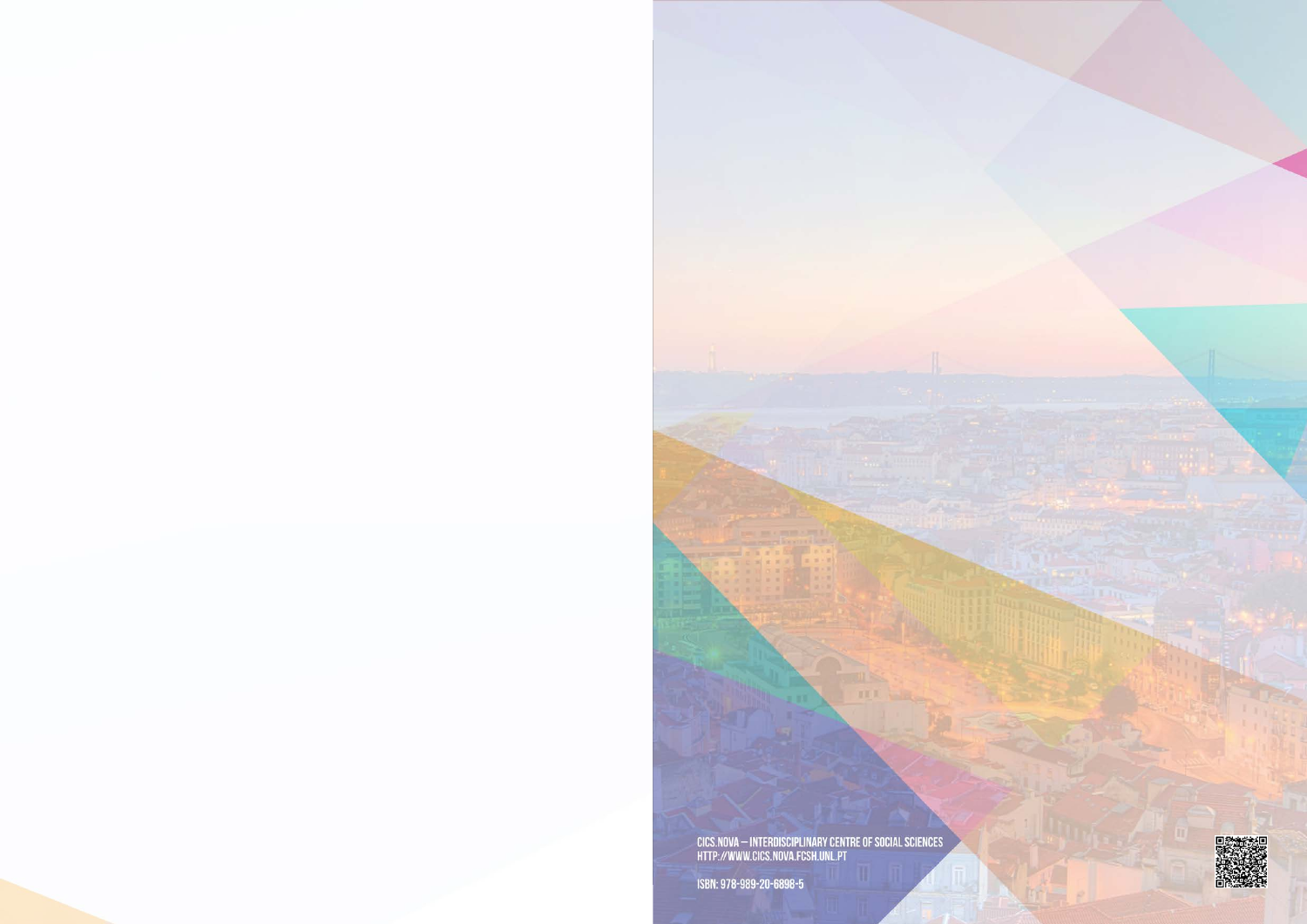CICS.NOVA – INTERDISCIPLINARY CENTRE OF SOCIAL SCIENCES
HTTP://WWW.CICS.NOVA.FCSH.UNL.PT

ISBN: 978-989-20-6898-5